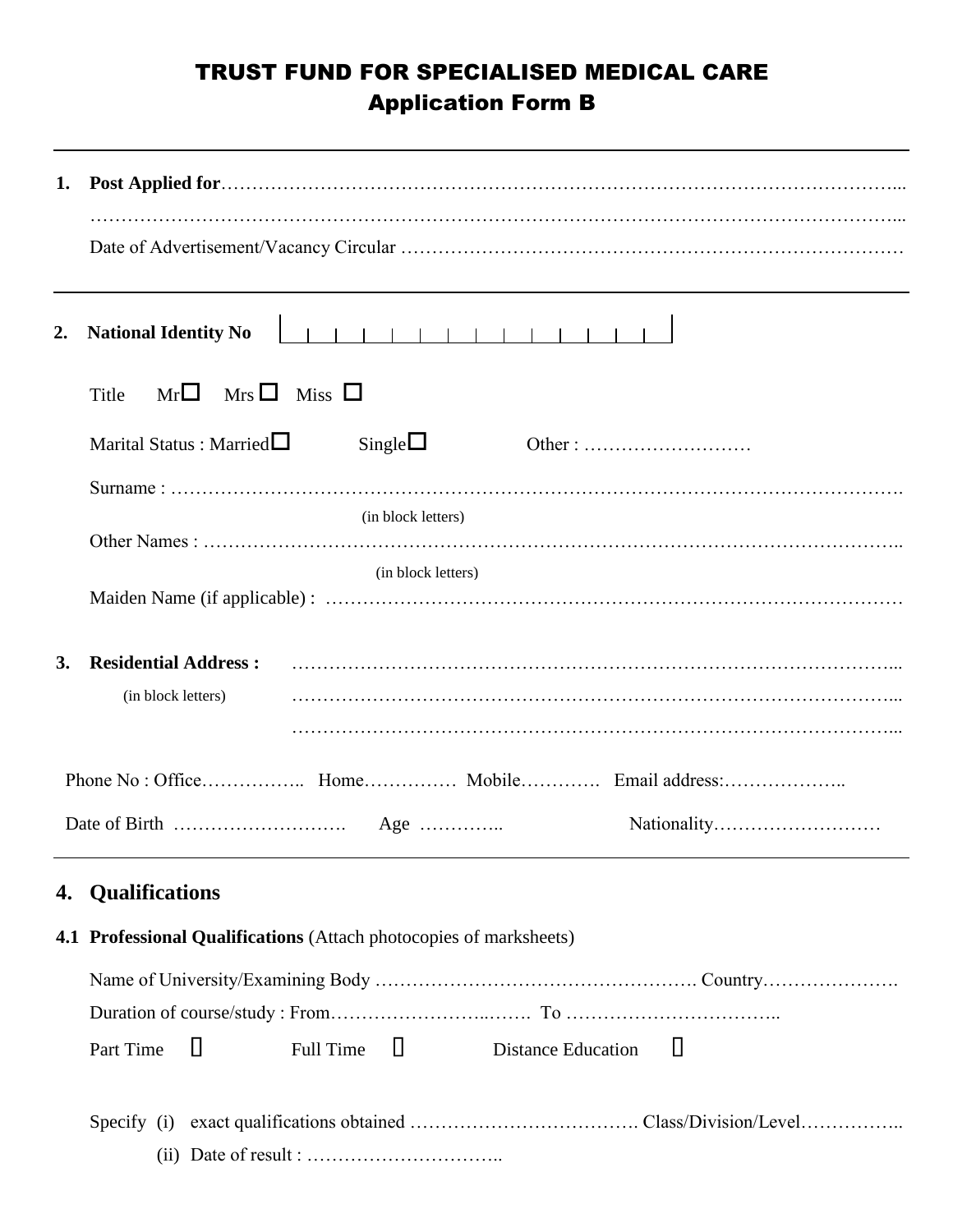# TRUST FUND FOR SPECIALISED MEDICAL CARE

## Application Form B

---

**1. Post Applied for**…………………………………………………………………………………………...

…………………………………………………………………………………………………………………...

Date of Advertisement/Vacancy Circular ……………………………………………………………………

---

**2. National Identity No** | | | | | | | | | | | | | | |

Title Mr☐ Mrs ☐ Miss ☐

Marital Status : Married☐ Single☐ Other : ………………………

Surname : ……………………………………………………………………………………………………….
(in block letters)

Other Names : ………………………………………………………………………………………………..
(in block letters)

Maiden Name (if applicable) : ………………………………………………………………………………

**3. Residential Address :** ……………………………………………………………………………………...
(in block letters) ……………………………………………………………………………………...
……………………………………………………………………………………...

Phone No : Office…………….. Home…………… Mobile…………. Email address:………………..

Date of Birth ………………………. Age ………….. Nationality………………………

---

## 4. Qualifications

**4.1 Professional Qualifications** (Attach photocopies of marksheets)

Name of University/Examining Body ……………………………………………. Country………………….

Duration of course/study : From……………………..……. To ……………………………..

Part Time ☐ Full Time ☐ Distance Education ☐

Specify (i) exact qualifications obtained ………………………………. Class/Division/Level……………..

(ii) Date of result : …………………………..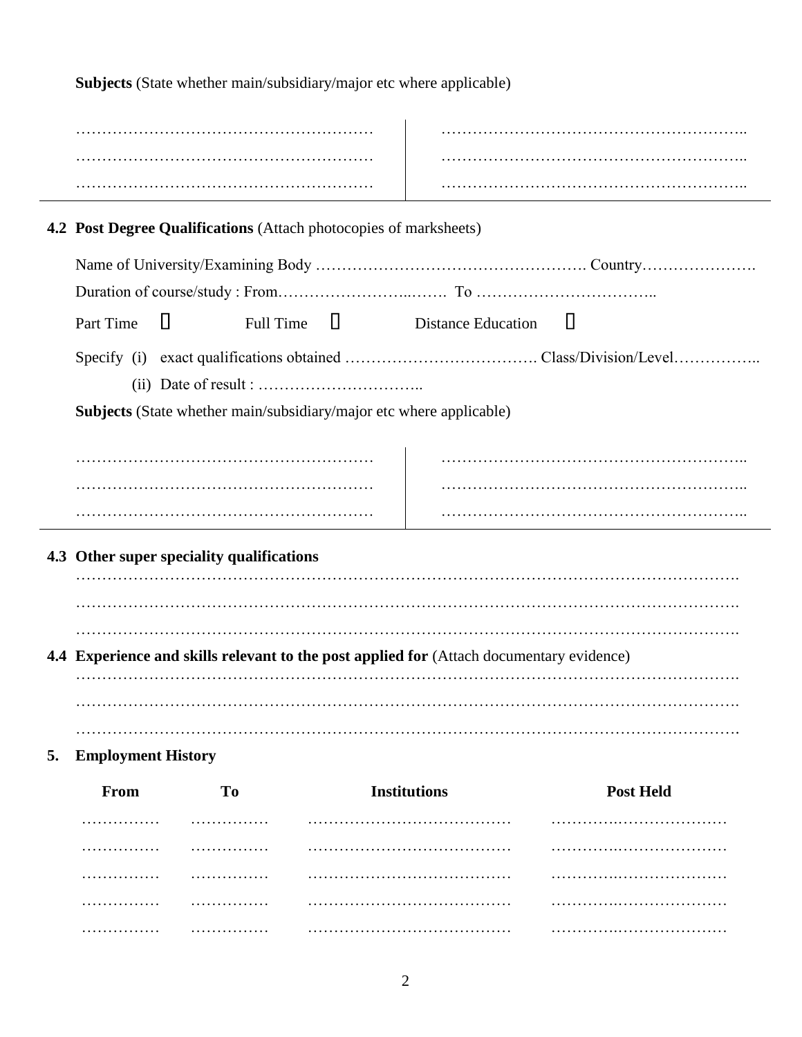**Subjects** (State whether main/subsidiary/major etc where applicable)

| | |
|---|---|
| ………………………………………………… | ………………………………………………….. |
| ………………………………………………… | ………………………………………………….. |
| ………………………………………………… | ………………………………………………….. |

**4.2 Post Degree Qualifications** (Attach photocopies of marksheets)

Name of University/Examining Body ……………………………………………. Country………………….

Duration of course/study : From……………………..……. To ……………………………..

Part Time ☐ Full Time ☐ Distance Education ☐

Specify (i) exact qualifications obtained ………………………………. Class/Division/Level……………..

(ii) Date of result : …………………………..

**Subjects** (State whether main/subsidiary/major etc where applicable)

| | |
|---|---|
| ………………………………………………… | ………………………………………………….. |
| ………………………………………………… | ………………………………………………….. |
| ………………………………………………… | ………………………………………………….. |

**4.3 Other super speciality qualifications**

……………………………………………………………………………………………………………….

……………………………………………………………………………………………………………….

……………………………………………………………………………………………………………….

**4.4 Experience and skills relevant to the post applied for** (Attach documentary evidence)

……………………………………………………………………………………………………………….

……………………………………………………………………………………………………………….

……………………………………………………………………………………………………………….

**5. Employment History**

| From | To | Institutions | Post Held |
|---|---|---|---|
| …………… | …………… | ………………………………… | ………….………………… |
| …………… | …………… | ………………………………… | ………….………………… |
| …………… | …………… | ………………………………… | ………….………………… |
| …………… | …………… | ………………………………… | ………….………………… |
| …………… | …………… | ………………………………… | ………….………………… |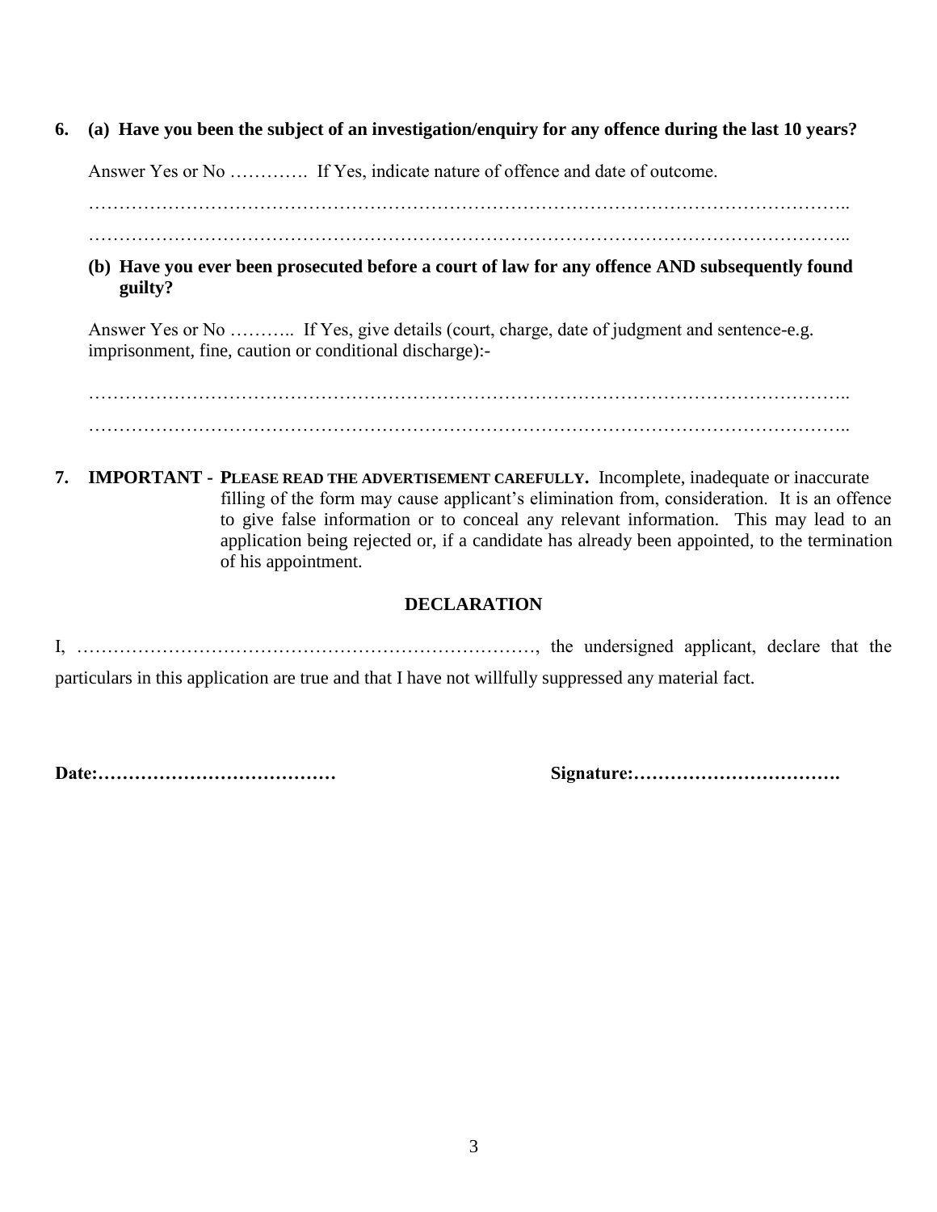**6. (a) Have you been the subject of an investigation/enquiry for any offence during the last 10 years?**

Answer Yes or No …………. If Yes, indicate nature of offence and date of outcome.

…………………………………………………………………………………………………………..

…………………………………………………………………………………………………………..

**(b) Have you ever been prosecuted before a court of law for any offence AND subsequently found guilty?**

Answer Yes or No ……….. If Yes, give details (court, charge, date of judgment and sentence-e.g. imprisonment, fine, caution or conditional discharge):-

…………………………………………………………………………………………………………..

…………………………………………………………………………………………………………..

**7. IMPORTANT - PLEASE READ THE ADVERTISEMENT CAREFULLY.** Incomplete, inadequate or inaccurate filling of the form may cause applicant's elimination from, consideration. It is an offence to give false information or to conceal any relevant information. This may lead to an application being rejected or, if a candidate has already been appointed, to the termination of his appointment.

**DECLARATION**

I, ……………………………………………………………………, the undersigned applicant, declare that the particulars in this application are true and that I have not willfully suppressed any material fact.

**Date:…………………………………** **Signature:…………………………….**